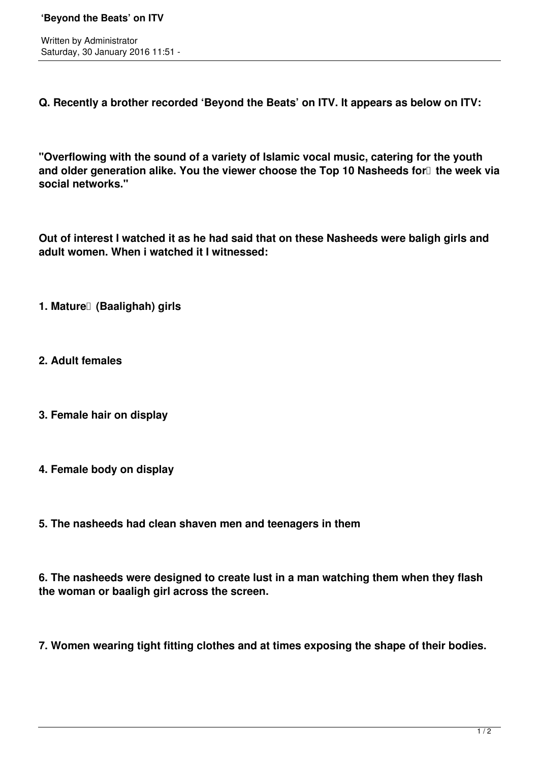# 'Beyond the Beats' on ITV

Written by Administrator
Saturday, 30 January 2016 11:51 -

**Q. Recently a brother recorded 'Beyond the Beats' on ITV. It appears as below on ITV:**

**"Overflowing with the sound of a variety of Islamic vocal music, catering for the youth and older generation alike. You the viewer choose the Top 10 Nasheeds for the week via social networks."**

**Out of interest I watched it as he had said that on these Nasheeds were baligh girls and adult women. When i watched it I witnessed:**

**1. Mature (Baalighah) girls**

**2. Adult females**

**3. Female hair on display**

**4. Female body on display**

**5. The nasheeds had clean shaven men and teenagers in them**

**6. The nasheeds were designed to create lust in a man watching them when they flash the woman or baaligh girl across the screen.**

**7. Women wearing tight fitting clothes and at times exposing the shape of their bodies.**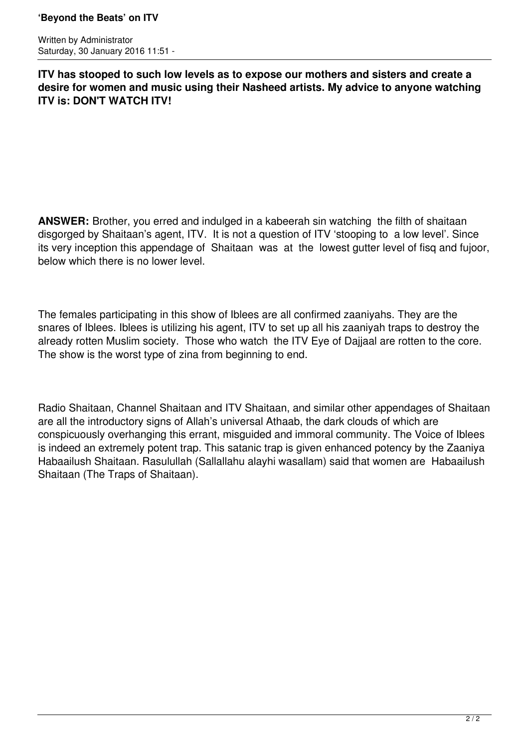**ITV has stooped to such low levels as to expose our mothers and sisters and create a desire for women and music using their Nasheed artists. My advice to anyone watching ITV is: DON'T WATCH ITV!**

**ANSWER:** Brother, you erred and indulged in a kabeerah sin watching the filth of shaitaan disgorged by Shaitaan's agent, ITV. It is not a question of ITV 'stooping to a low level'. Since its very inception this appendage of Shaitaan was at the lowest gutter level of fisq and fujoor, below which there is no lower level.

The females participating in this show of Iblees are all confirmed zaaniyahs. They are the snares of Iblees. Iblees is utilizing his agent, ITV to set up all his zaaniyah traps to destroy the already rotten Muslim society. Those who watch the ITV Eye of Dajjaal are rotten to the core. The show is the worst type of zina from beginning to end.

Radio Shaitaan, Channel Shaitaan and ITV Shaitaan, and similar other appendages of Shaitaan are all the introductory signs of Allah's universal Athaab, the dark clouds of which are conspicuously overhanging this errant, misguided and immoral community. The Voice of Iblees is indeed an extremely potent trap. This satanic trap is given enhanced potency by the Zaaniya Habaailush Shaitaan. Rasulullah (Sallallahu alayhi wasallam) said that women are Habaailush Shaitaan (The Traps of Shaitaan).